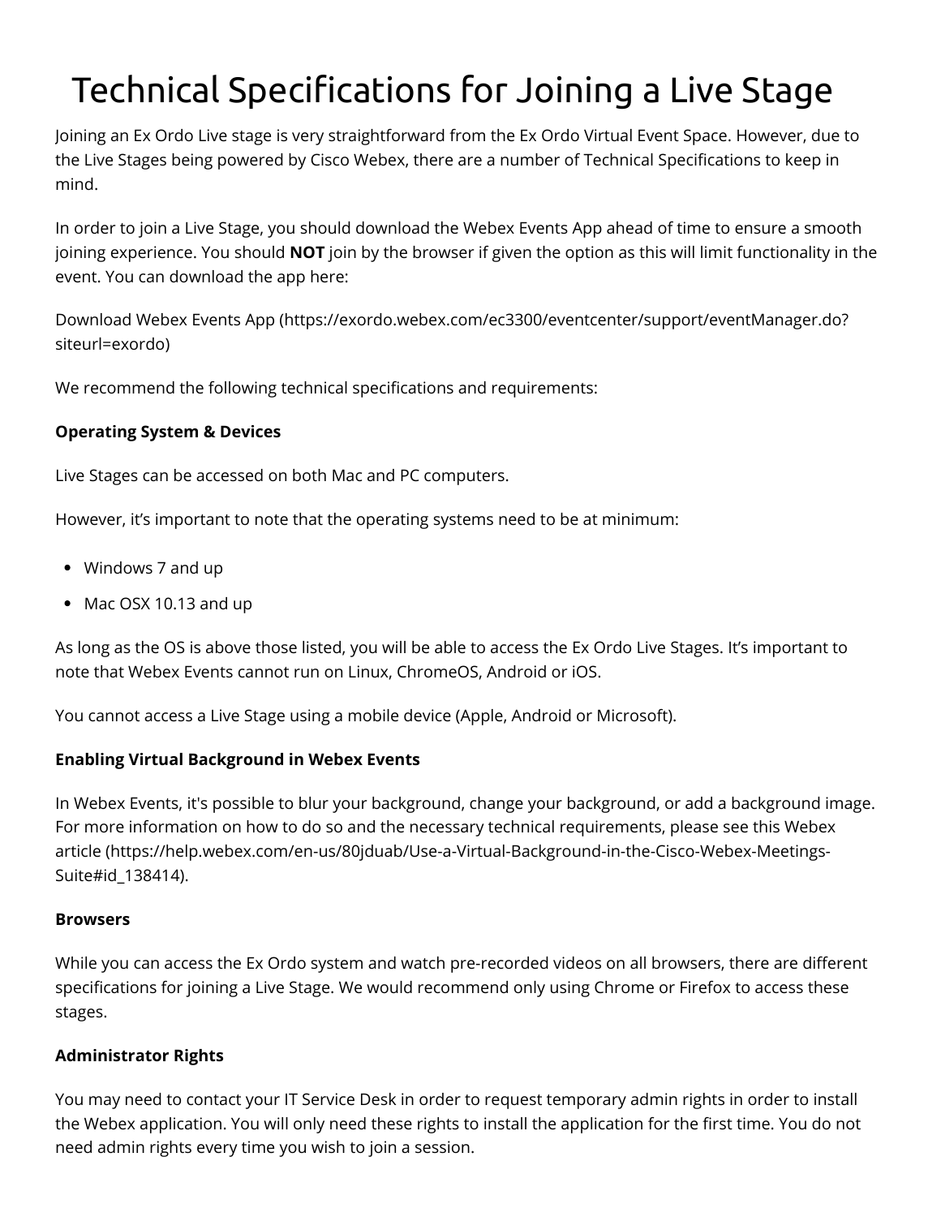# Technical Specifications for Joining a Live Stage

Joining an Ex Ordo Live stage is very straightforward from the Ex Ordo Virtual Event Space. However, due to the Live Stages being powered by Cisco Webex, there are a number of Technical Specifications to keep in mind.

In order to join a Live Stage, you should download the Webex Events App ahead of time to ensure a smooth joining experience. You should **NOT** join by the browser if given the option as this will limit functionality in the event. You can download the app here:

Download Webex Events App (https://exordo.webex.com/ec3300/eventcenter/support/eventManager.do?siteurl=exordo)

We recommend the following technical specifications and requirements:

**Operating System & Devices**

Live Stages can be accessed on both Mac and PC computers.

However, it's important to note that the operating systems need to be at minimum:

- Windows 7 and up
- Mac OSX 10.13 and up

As long as the OS is above those listed, you will be able to access the Ex Ordo Live Stages. It's important to note that Webex Events cannot run on Linux, ChromeOS, Android or iOS.

You cannot access a Live Stage using a mobile device (Apple, Android or Microsoft).

**Enabling Virtual Background in Webex Events**

In Webex Events, it's possible to blur your background, change your background, or add a background image. For more information on how to do so and the necessary technical requirements, please see this Webex article (https://help.webex.com/en-us/80jduab/Use-a-Virtual-Background-in-the-Cisco-Webex-Meetings-Suite#id_138414).

**Browsers**

While you can access the Ex Ordo system and watch pre-recorded videos on all browsers, there are different specifications for joining a Live Stage. We would recommend only using Chrome or Firefox to access these stages.

**Administrator Rights**

You may need to contact your IT Service Desk in order to request temporary admin rights in order to install the Webex application. You will only need these rights to install the application for the first time. You do not need admin rights every time you wish to join a session.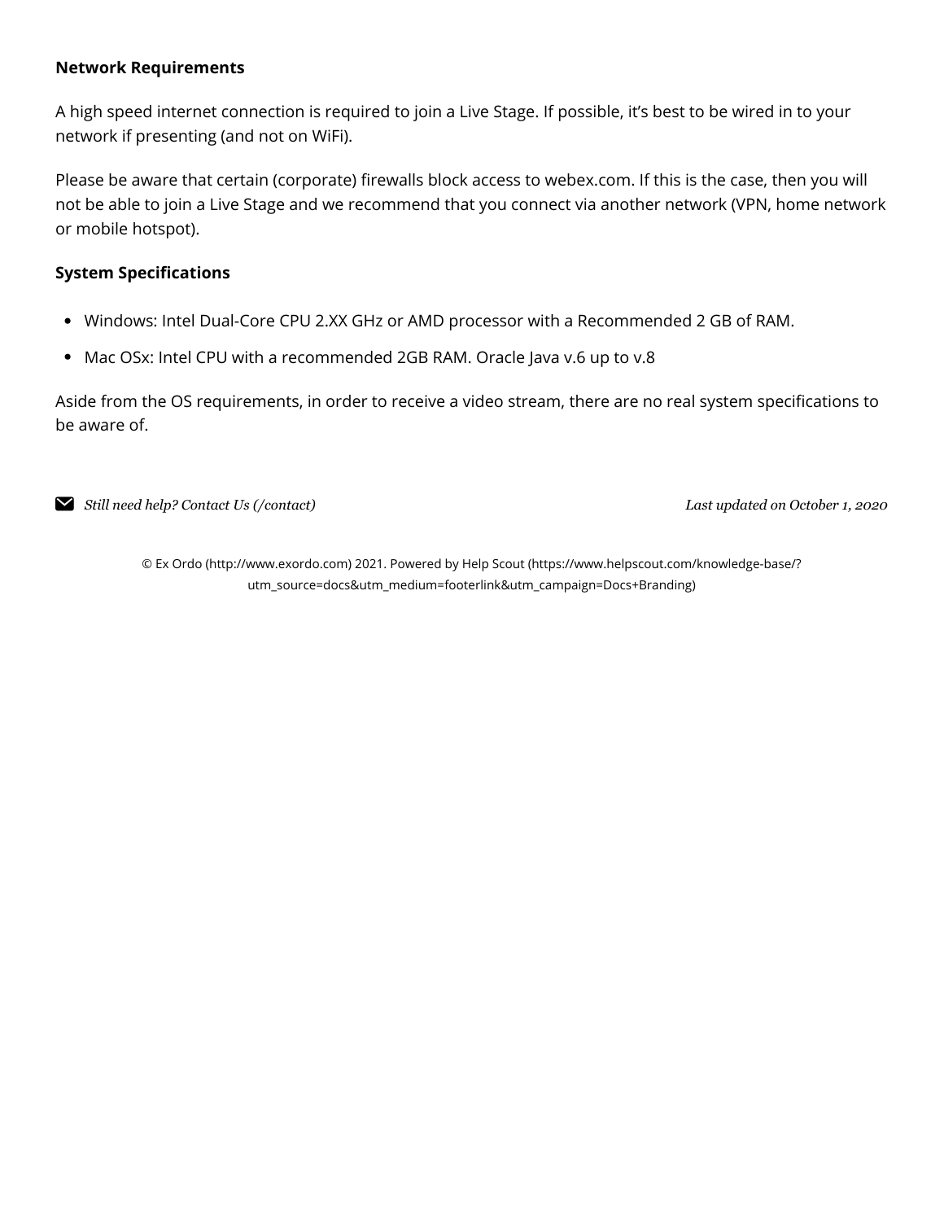**Network Requirements**

A high speed internet connection is required to join a Live Stage. If possible, it's best to be wired in to your network if presenting (and not on WiFi).

Please be aware that certain (corporate) firewalls block access to webex.com. If this is the case, then you will not be able to join a Live Stage and we recommend that you connect via another network (VPN, home network or mobile hotspot).

**System Specifications**

- Windows: Intel Dual-Core CPU 2.XX GHz or AMD processor with a Recommended 2 GB of RAM.
- Mac OSx: Intel CPU with a recommended 2GB RAM. Oracle Java v.6 up to v.8

Aside from the OS requirements, in order to receive a video stream, there are no real system specifications to be aware of.

*Still need help? Contact Us (/contact)*

*Last updated on October 1, 2020*

© Ex Ordo (http://www.exordo.com) 2021. Powered by Help Scout (https://www.helpscout.com/knowledge-base/?utm_source=docs&utm_medium=footerlink&utm_campaign=Docs+Branding)